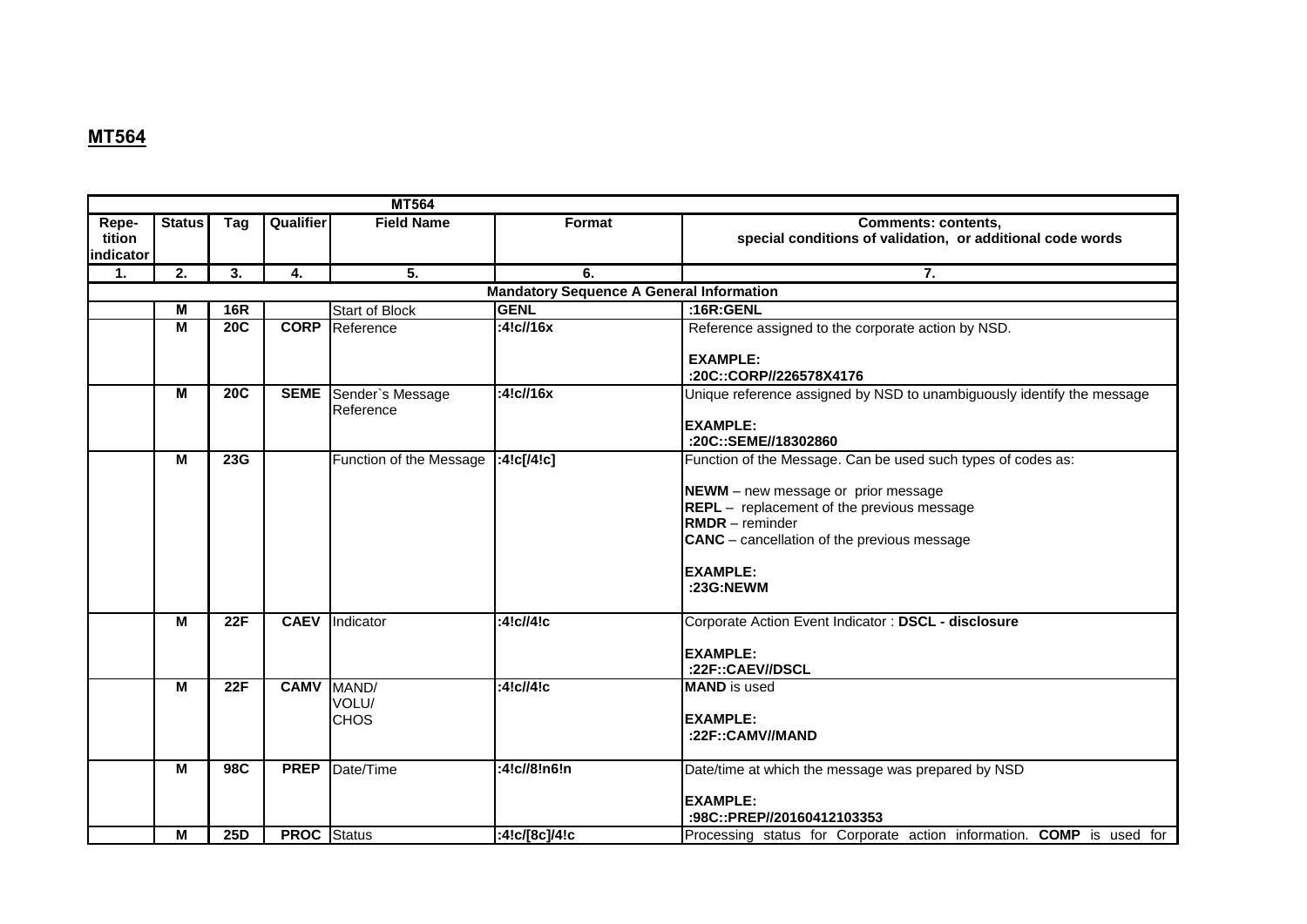## MT564

| MT564 | | | | | | |
|---|---|---|---|---|---|---|
| Repe-tition indicator | Status | Tag | Qualifier | Field Name | Format | Comments: contents, special conditions of validation, or additional code words |
| 1. | 2. | 3. | 4. | 5. | 6. | 7. |
| | | | | **Mandatory Sequence A General Information** | | |
| | M | 16R | | Start of Block | GENL | :16R:GENL |
| | M | 20C | CORP | Reference | :4!c//16x | Reference assigned to the corporate action by NSD.<br><br>**EXAMPLE:**<br>**:20C::CORP//226578X4176** |
| | M | 20C | SEME | Sender`s Message Reference | :4!c//16x | Unique reference assigned by NSD to unambiguously identify the message<br><br>**EXAMPLE:**<br>**:20C::SEME//18302860** |
| | M | 23G | | Function of the Message | :4!c[/4!c] | Function of the Message. Can be used such types of codes as:<br><br>**NEWM** – new message or prior message<br>**REPL** – replacement of the previous message<br>**RMDR** – reminder<br>**CANC** – cancellation of the previous message<br><br>**EXAMPLE:**<br>**:23G:NEWM** |
| | M | 22F | CAEV | Indicator | :4!c//4!c | Corporate Action Event Indicator : **DSCL - disclosure**<br><br>**EXAMPLE:**<br>**:22F::CAEV//DSCL** |
| | M | 22F | CAMV | MAND/<br>VOLU/<br>CHOS | :4!c//4!c | **MAND** is used<br><br>**EXAMPLE:**<br>**:22F::CAMV//MAND** |
| | M | 98C | PREP | Date/Time | :4!c//8!n6!n | Date/time at which the message was prepared by NSD<br><br>**EXAMPLE:**<br>**:98C::PREP//20160412103353** |
| | M | 25D | PROC | Status | :4!c/[8c]/4!c | Processing status for Corporate action information. **COMP** is used for |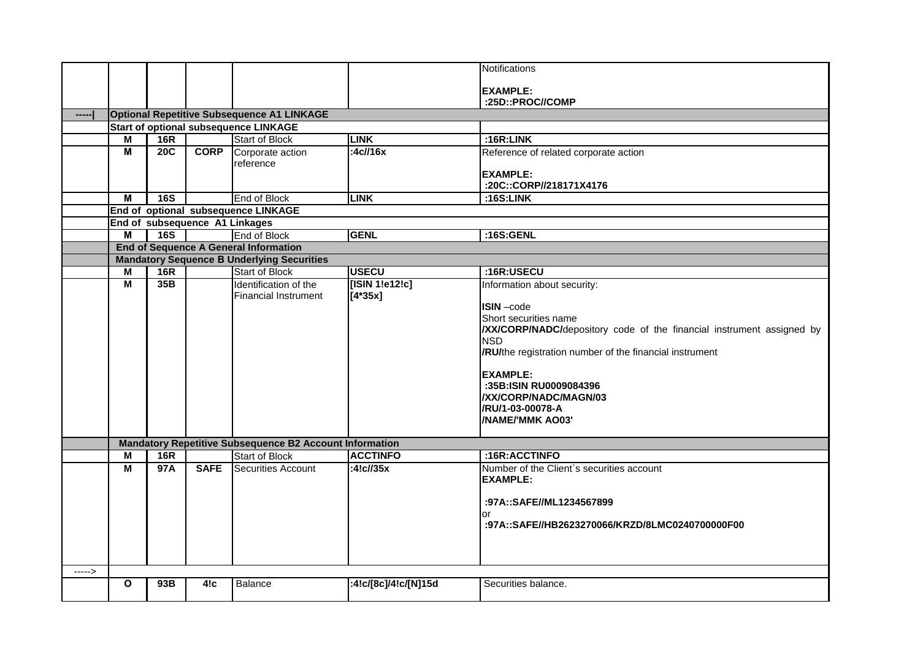| | | | | | | |
|---|---|---|---|---|---|---|
| | | | | | | Notifications<br><br>**EXAMPLE:**<br>**:25D::PROC//COMP** |
| **-----\|** | **Optional Repetitive Subsequence A1 LINKAGE** | | | | | |
| | **Start of optional subsequence LINKAGE** | | | | | |
| | **M** | **16R** | | Start of Block | **LINK** | **:16R:LINK** |
| | **M** | **20C** | **CORP** | Corporate action reference | **:4c//16x** | Reference of related corporate action<br><br>**EXAMPLE:**<br>**:20C::CORP//218171X4176** |
| | **M** | **16S** | | End of Block | **LINK** | **:16S:LINK** |
| | **End of optional subsequence LINKAGE** | | | | | |
| | **End of subsequence A1 Linkages** | | | | | |
| | **M** | **16S** | | End of Block | **GENL** | **:16S:GENL** |
| | **End of Sequence A General Information** | | | | | |
| | **Mandatory Sequence B Underlying Securities** | | | | | |
| | **M** | **16R** | | Start of Block | **USECU** | **:16R:USECU** |
| | **M** | **35B** | | Identification of the Financial Instrument | **[ISIN 1!e12!c]**<br>**[4*35x]** | Information about security:<br><br>**ISIN** –code<br>Short securities name<br>**/XX/CORP/NADC/**depository code of the financial instrument assigned by NSD<br>**/RU/**the registration number of the financial instrument<br><br>**EXAMPLE:**<br>**:35B:ISIN RU0009084396**<br>**/XX/CORP/NADC/MAGN/03**<br>**/RU/1-03-00078-A**<br>**/NAME/'MMK AO03'** |
| | **Mandatory Repetitive Subsequence B2 Account Information** | | | | | |
| | **M** | **16R** | | Start of Block | **ACCTINFO** | **:16R:ACCTINFO** |
| | **M** | **97A** | **SAFE** | Securities Account | **:4!c//35x** | Number of the Client`s securities account<br>**EXAMPLE:**<br><br>**:97A::SAFE//ML1234567899**<br>or<br>**:97A::SAFE//HB2623270066/KRZD/8LMC0240700000F00** |
| -----> | | | | | | |
| | **O** | **93B** | **4!c** | Balance | **:4!c/[8c]/4!c/[N]15d** | Securities balance. |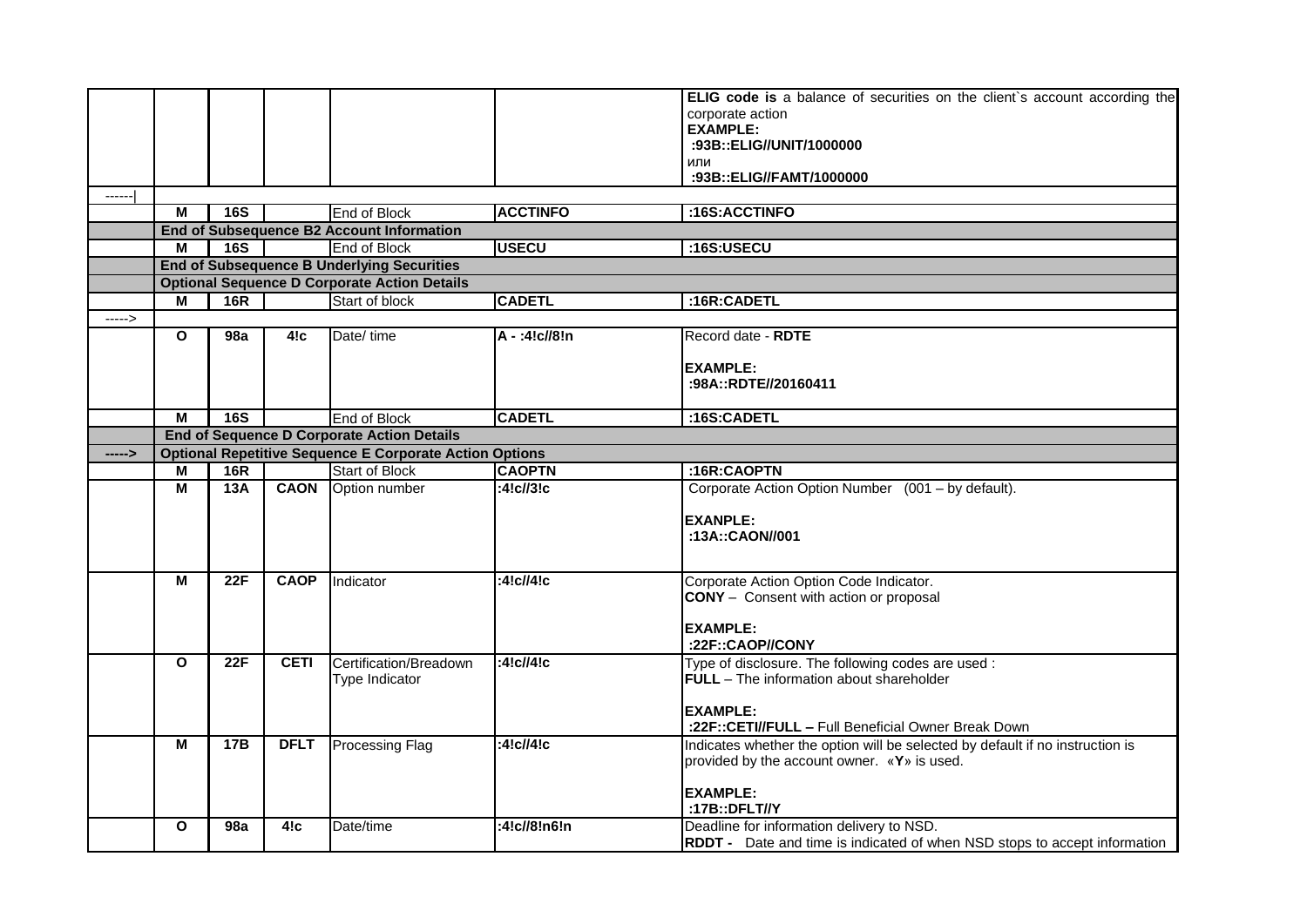| | | | | | | |
|---|---|---|---|---|---|---|
| | | | | | | **ELIG code is** a balance of securities on the client`s account according the corporate action<br>**EXAMPLE:**<br>**:93B::ELIG//UNIT/1000000**<br>или<br>**:93B::ELIG//FAMT/1000000** |
| ------\| | | | | | | |
| | **M** | **16S** | | End of Block | **ACCTINFO** | **:16S:ACCTINFO** |
| | **End of Subsequence B2 Account Information** | | | | | |
| | **M** | **16S** | | End of Block | **USECU** | **:16S:USECU** |
| | **End of Subsequence B Underlying Securities** | | | | | |
| | **Optional Sequence D Corporate Action Details** | | | | | |
| | **M** | **16R** | | Start of block | **CADETL** | **:16R:CADETL** |
| -----> | | | | | | |
| | **O** | **98a** | **4!c** | Date/ time | **A - :4!c//8!n** | Record date - **RDTE**<br><br>**EXAMPLE:**<br>**:98A::RDTE//20160411** |
| | **M** | **16S** | | End of Block | **CADETL** | **:16S:CADETL** |
| | **End of Sequence D Corporate Action Details** | | | | | |
| **----->** | **Optional Repetitive Sequence E Corporate Action Options** | | | | | |
| | **M** | **16R** | | Start of Block | **CAOPTN** | **:16R:CAOPTN** |
| | **M** | **13A** | **CAON** | Option number | **:4!c//3!c** | Corporate Action Option Number (001 – by default).<br><br>**EXANPLE:**<br>**:13A::CAON//001** |
| | **M** | **22F** | **CAOP** | Indicator | **:4!c//4!c** | Corporate Action Option Code Indicator.<br>**CONY** – Consent with action or proposal<br><br>**EXAMPLE:**<br>**:22F::CAOP//CONY** |
| | **O** | **22F** | **CETI** | Certification/Breadown Type Indicator | **:4!c//4!c** | Type of disclosure. The following codes are used :<br>**FULL** – The information about shareholder<br><br>**EXAMPLE:**<br>**:22F::CETI//FULL –** Full Beneficial Owner Break Down |
| | **M** | **17B** | **DFLT** | Processing Flag | **:4!c//4!c** | Indicates whether the option will be selected by default if no instruction is provided by the account owner. «**Y**» is used.<br><br>**EXAMPLE:**<br>**:17B::DFLT//Y** |
| | **O** | **98a** | **4!c** | Date/time | **:4!c//8!n6!n** | Deadline for information delivery to NSD.<br>**RDDT -** Date and time is indicated of when NSD stops to accept information |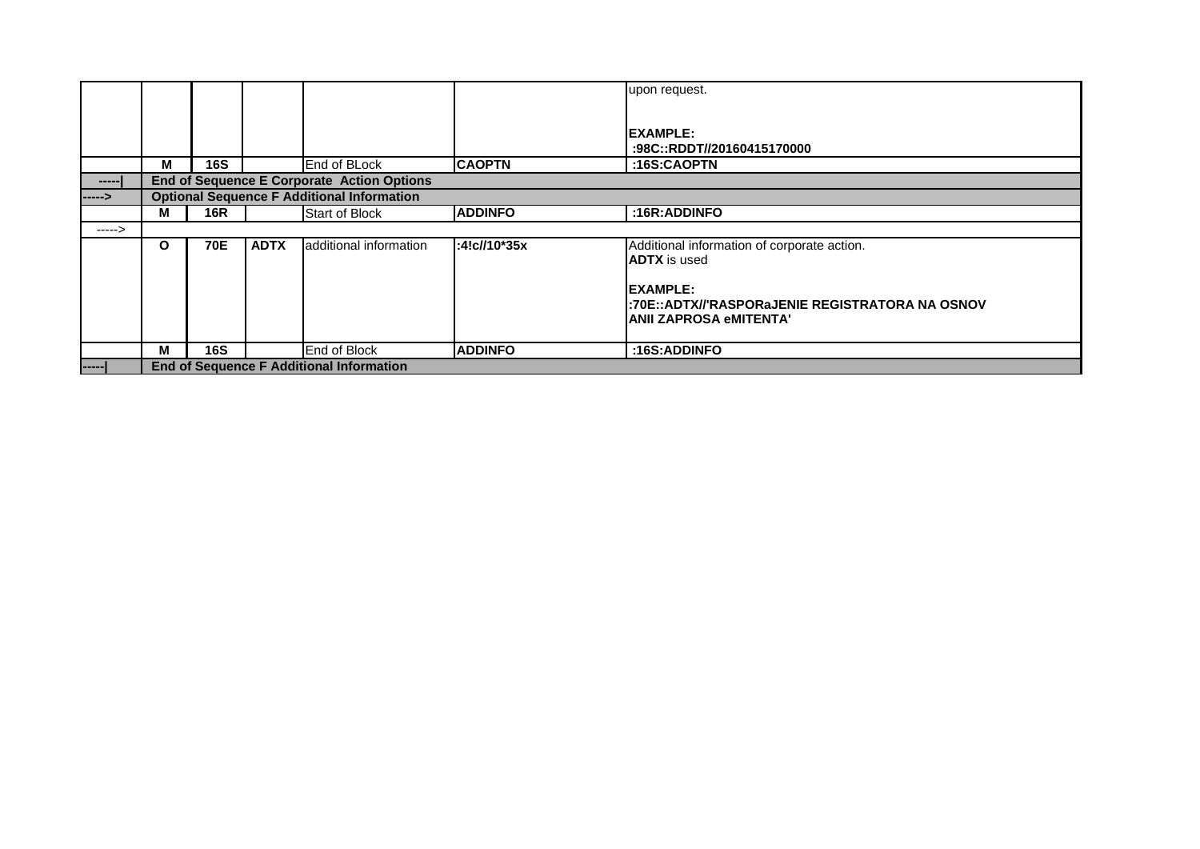| | | | | | | |
|---|---|---|---|---|---|---|
| | | | | | | upon request.<br><br>**EXAMPLE:**<br>**:98C::RDDT//20160415170000** |
| | **M** | **16S** | | End of BLock | **CAOPTN** | **:16S:CAOPTN** |
| **-----\|** | **End of Sequence E Corporate Action Options** | | | | | |
| **----->** | **Optional Sequence F Additional Information** | | | | | |
| | **M** | **16R** | | Start of Block | **ADDINFO** | **:16R:ADDINFO** |
| -----> | | | | | | |
| | **O** | **70E** | **ADTX** | additional information | **:4!c//10*35x** | Additional information of corporate action.<br>**ADTX** is used<br><br>**EXAMPLE:**<br>**:70E::ADTX//'RASPORaJENIE REGISTRATORA NA OSNOV ANII ZAPROSA eMITENTA'** |
| | **M** | **16S** | | End of Block | **ADDINFO** | **:16S:ADDINFO** |
| **-----\|** | **End of Sequence F Additional Information** | | | | | |